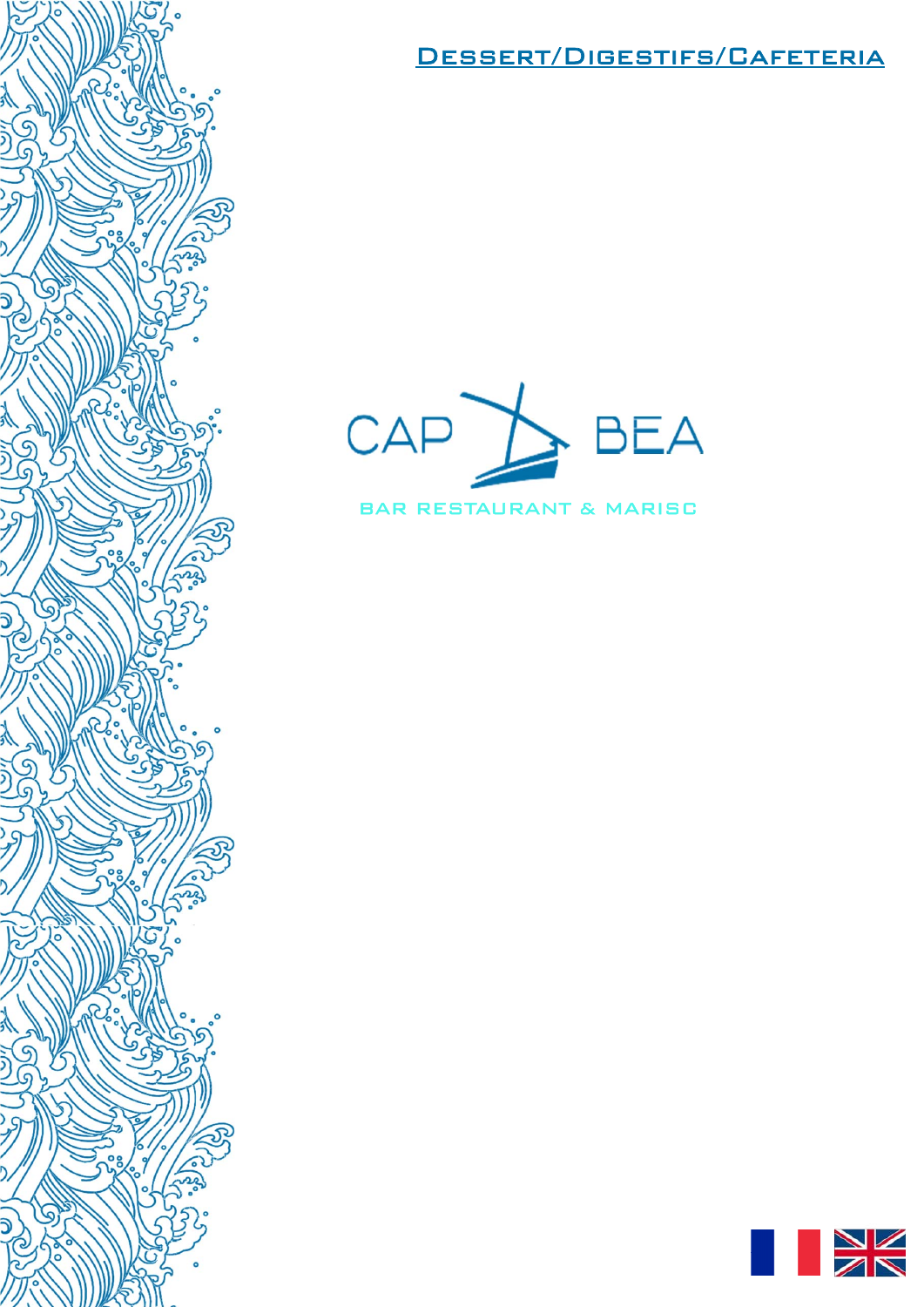# Dessert/Digestifs/Cafeteria

CAP BEA

BAR RESTAURANT & MARISC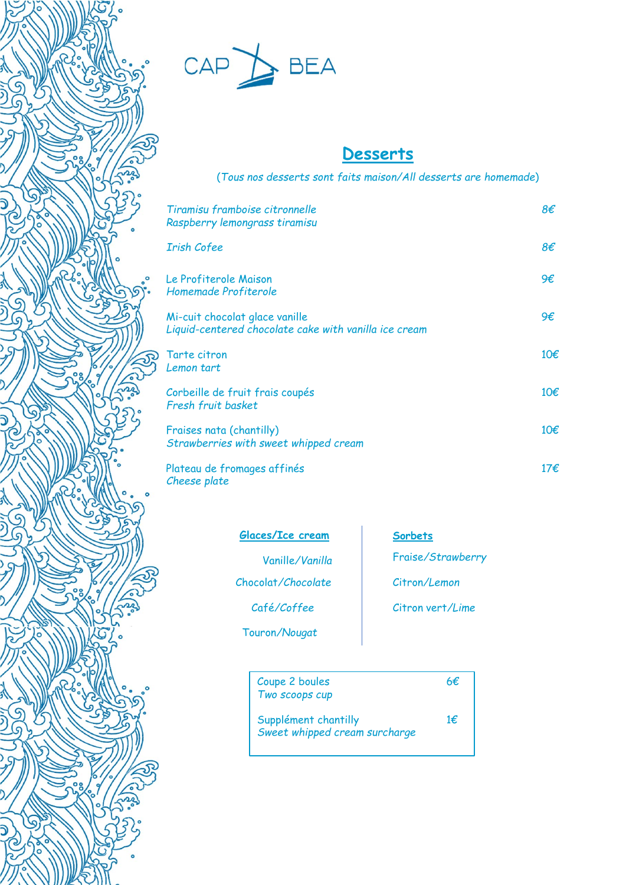CAP BEA

# Desserts

*(Tous nos desserts sont faits maison/All desserts are homemade)*

| | |
|---|---|
| *Tiramisu framboise citronnelle*<br>*Raspberry lemongrass tiramisu* | *8€* |
| *Irish Cofee* | *8€* |
| Le Profiterole Maison<br>*Homemade Profiterole* | 9€ |
| Mi-cuit chocolat glace vanille<br>*Liquid-centered chocolate cake with vanilla ice cream* | 9€ |
| Tarte citron<br>*Lemon tart* | 10€ |
| Corbeille de fruit frais coupés<br>*Fresh fruit basket* | 10€ |
| Fraises nata (chantilly)<br>*Strawberries with sweet whipped cream* | 10€ |
| Plateau de fromages affinés<br>*Cheese plate* | 17€ |

| Glaces/Ice cream | Sorbets |
|---|---|
| Vanille/Vanilla | Fraise/Strawberry |
| Chocolat/Chocolate | Citron/Lemon |
| Café/Coffee | Citron vert/Lime |
| Touron/Nougat | |

| | |
|---|---|
| Coupe 2 boules<br>*Two scoops cup* | 6€ |
| Supplément chantilly<br>*Sweet whipped cream surcharge* | 1€ |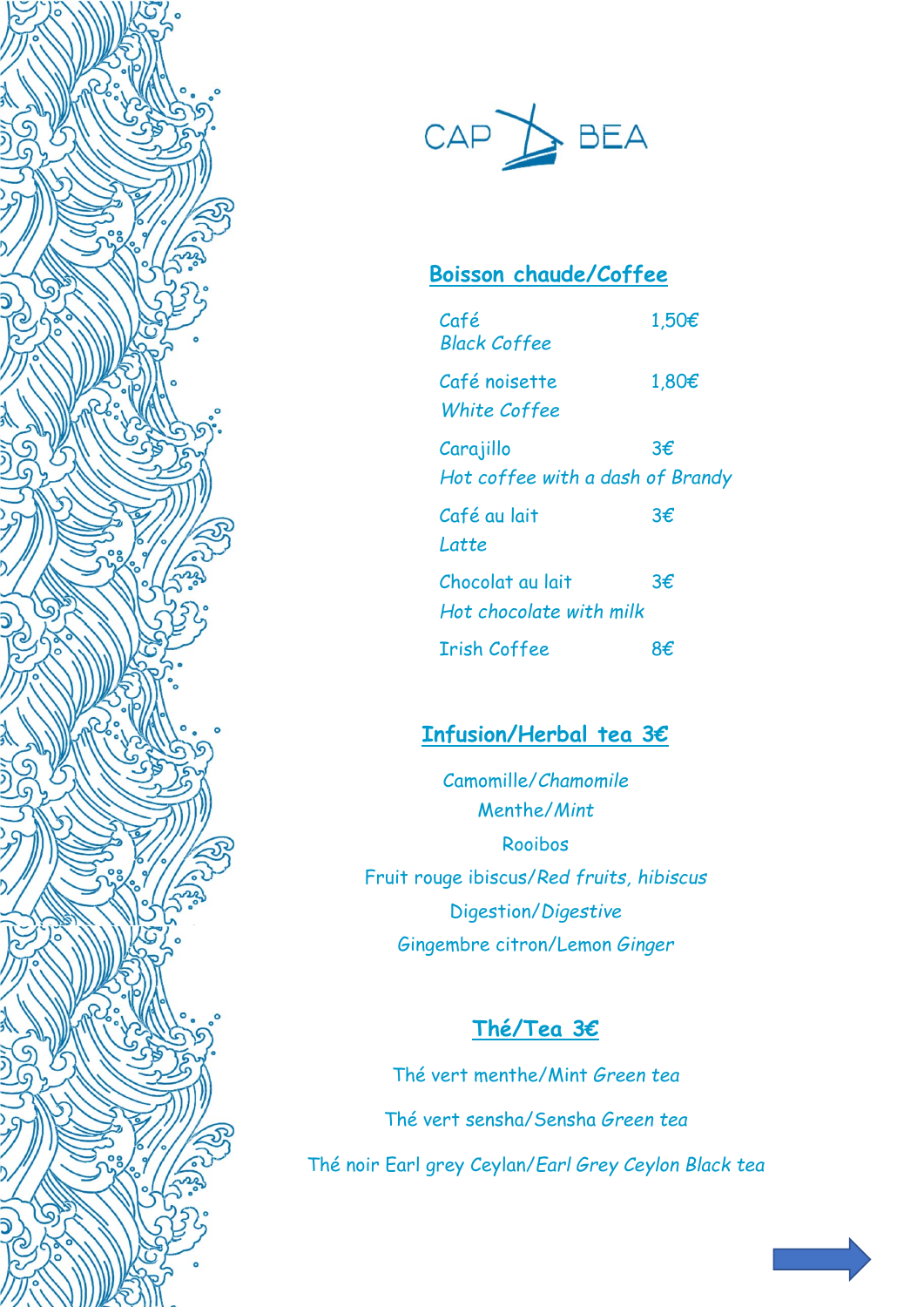CAP BEA

## Boisson chaude/Coffee

| | |
|---|---|
| Café<br>*Black Coffee* | 1,50€ |
| Café noisette<br>*White Coffee* | 1,80€ |
| Carajillo<br>*Hot coffee with a dash of Brandy* | 3€ |
| Café au lait<br>*Latte* | 3€ |
| Chocolat au lait<br>*Hot chocolate with milk* | 3€ |
| Irish Coffee | 8€ |

## Infusion/Herbal tea 3€

Camomille/*Chamomile*

Menthe/*Mint*

Rooibos

Fruit rouge ibiscus/*Red fruits, hibiscus*

Digestion/*Digestive*

Gingembre citron/*Lemon Ginger*

## Thé/Tea 3€

Thé vert menthe/*Mint Green tea*

Thé vert sensha/*Sensha Green tea*

Thé noir Earl grey Ceylan/*Earl Grey Ceylon Black tea*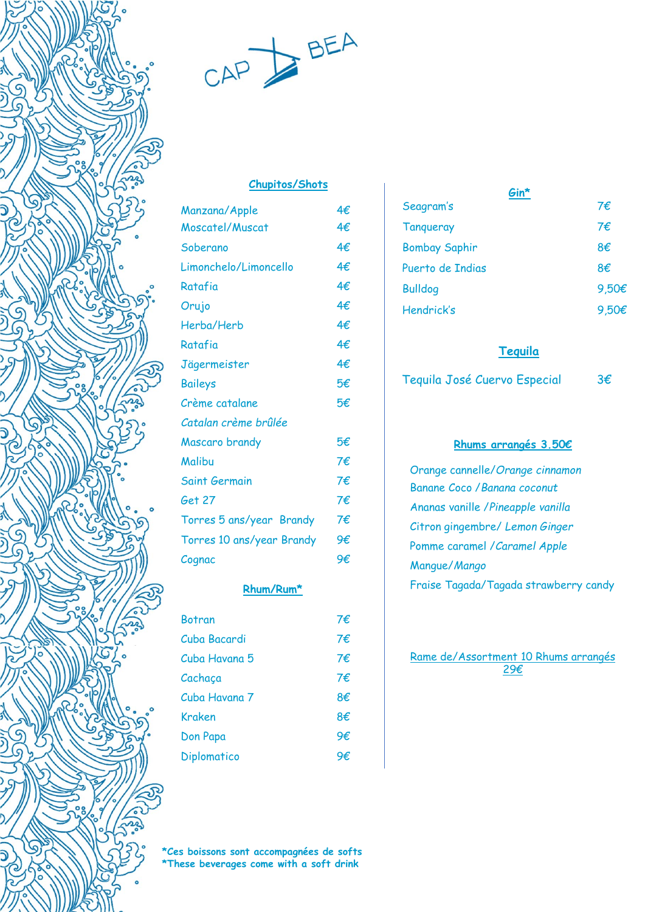# CAP BEA

## Chupitos/Shots

| | |
|---|---|
| Manzana/Apple | 4€ |
| Moscatel/Muscat | 4€ |
| Soberano | 4€ |
| Limonchelo/Limoncello | 4€ |
| Ratafia | 4€ |
| Orujo | 4€ |
| Herba/Herb | 4€ |
| Ratafia | 4€ |
| Jägermeister | 4€ |
| Baileys | 5€ |
| Crème catalane<br>*Catalan crème brûlée* | 5€ |
| Mascaro brandy | 5€ |
| Malibu | 7€ |
| Saint Germain | 7€ |
| Get 27 | 7€ |
| Torres 5 ans/year Brandy | 7€ |
| Torres 10 ans/year Brandy | 9€ |
| Cognac | 9€ |

## Rhum/Rum*

| | |
|---|---|
| Botran | 7€ |
| Cuba Bacardi | 7€ |
| Cuba Havana 5 | 7€ |
| Cachaça | 7€ |
| Cuba Havana 7 | 8€ |
| Kraken | 8€ |
| Don Papa | 9€ |
| Diplomatico | 9€ |

## Gin*

| | |
|---|---|
| Seagram's | 7€ |
| Tanqueray | 7€ |
| Bombay Saphir | 8€ |
| Puerto de Indias | 8€ |
| Bulldog | 9,50€ |
| Hendrick's | 9,50€ |

## Tequila

| | |
|---|---|
| Tequila José Cuervo Especial | 3€ |

## Rhums arrangés 3.50€

*Orange cannelle/Orange cinnamon*
*Banane Coco /Banana coconut*
*Ananas vanille /Pineapple vanilla*
*Citron gingembre/ Lemon Ginger*
*Pomme caramel /Caramel Apple*
*Mangue/Mango*
*Fraise Tagada/Tagada strawberry candy*

Rame de/Assortment 10 Rhums arrangés
29€

***Ces boissons sont accompagnées de softs**
***These beverages come with a soft drink**